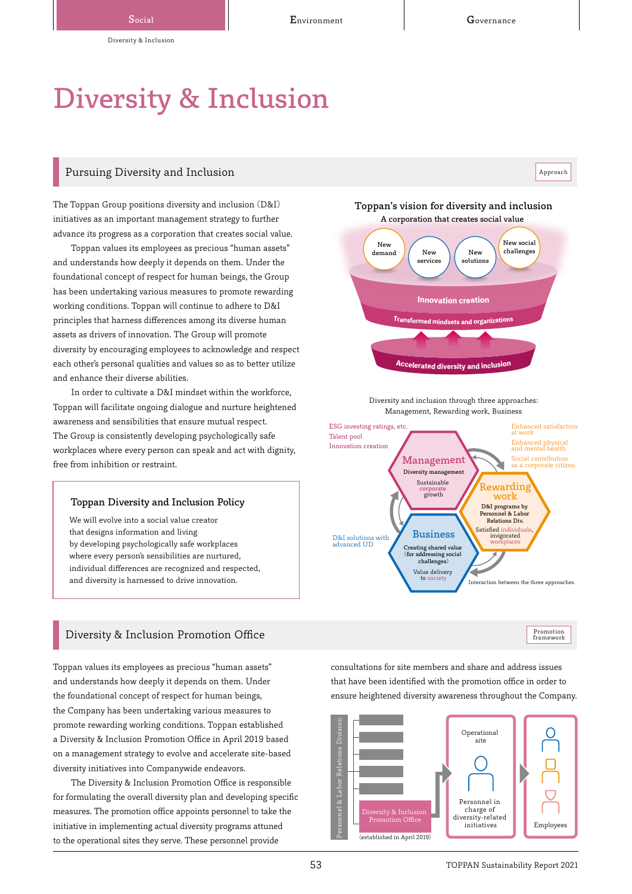# Diversity & Inclusion

## Pursuing Diversity and Inclusion

Approach

The Toppan Group positions diversity and inclusion (D&I) initiatives as an important management strategy to further advance its progress as a corporation that creates social value.

Toppan values its employees as precious "human assets" and understands how deeply it depends on them. Under the foundational concept of respect for human beings, the Group has been undertaking various measures to promote rewarding working conditions. Toppan will continue to adhere to D&I principles that harness differences among its diverse human assets as drivers of innovation. The Group will promote diversity by encouraging employees to acknowledge and respect each other's personal qualities and values so as to better utilize and enhance their diverse abilities.

In order to cultivate a D&I mindset within the workforce, Toppan will facilitate ongoing dialogue and nurture heightened awareness and sensibilities that ensure mutual respect. The Group is consistently developing psychologically safe workplaces where every person can speak and act with dignity, free from inhibition or restraint.

### Toppan Diversity and Inclusion Policy

We will evolve into a social value creator
that designs information and living
by developing psychologically safe workplaces
where every person's sensibilities are nurtured,
individual differences are recognized and respected,
and diversity is harnessed to drive innovation.

**Toppan's vision for diversity and inclusion**

A corporation that creates social value

New demand / New services / New solutions / New social challenges

Innovation creation

Transformed mindsets and organizations

Accelerated diversity and inclusion

Diversity and inclusion through three approaches: Management, Rewarding work, Business

- **Management**: Diversity management; Sustainable corporate growth — ESG investing ratings, etc.; Talent pool; Innovation creation
- **Rewarding work**: D&I programs by Personnel & Labor Relations Div.; Satisfied individuals, invigorated workplaces — Enhanced satisfaction at work; Enhanced physical and mental health; Social contribution as a corporate citizen
- **Business**: Creating shared value (for addressing social challenges); Value delivery to society — D&I solutions with advanced UD

Interaction between the three approaches

## Diversity & Inclusion Promotion Office

Promotion framework

Toppan values its employees as precious "human assets" and understands how deeply it depends on them. Under the foundational concept of respect for human beings, the Company has been undertaking various measures to promote rewarding working conditions. Toppan established a Diversity & Inclusion Promotion Office in April 2019 based on a management strategy to evolve and accelerate site-based diversity initiatives into Companywide endeavors.

The Diversity & Inclusion Promotion Office is responsible for formulating the overall diversity plan and developing specific measures. The promotion office appoints personnel to take the initiative in implementing actual diversity programs attuned to the operational sites they serve. These personnel provide consultations for site members and share and address issues that have been identified with the promotion office in order to ensure heightened diversity awareness throughout the Company.

Personnel & Labor Relations Division → Diversity & Inclusion Promotion Office (established in April 2019) → Operational site: Personnel in charge of diversity-related initiatives → Employees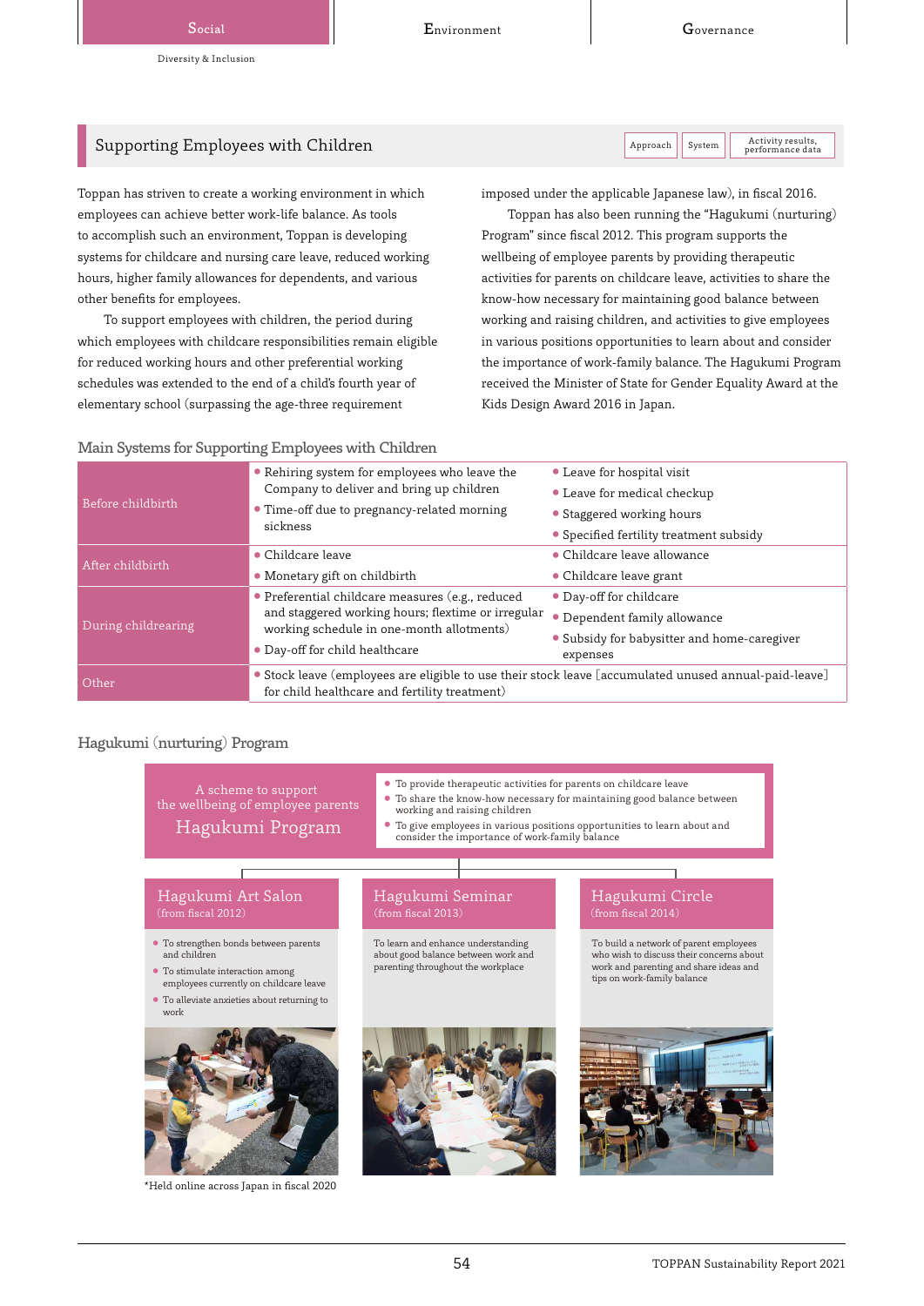## Supporting Employees with Children

Toppan has striven to create a working environment in which employees can achieve better work-life balance. As tools to accomplish such an environment, Toppan is developing systems for childcare and nursing care leave, reduced working hours, higher family allowances for dependents, and various other benefits for employees.

To support employees with children, the period during which employees with childcare responsibilities remain eligible for reduced working hours and other preferential working schedules was extended to the end of a child's fourth year of elementary school (surpassing the age-three requirement imposed under the applicable Japanese law), in fiscal 2016.

Toppan has also been running the "Hagukumi (nurturing) Program" since fiscal 2012. This program supports the wellbeing of employee parents by providing therapeutic activities for parents on childcare leave, activities to share the know-how necessary for maintaining good balance between working and raising children, and activities to give employees in various positions opportunities to learn about and consider the importance of work-family balance. The Hagukumi Program received the Minister of State for Gender Equality Award at the Kids Design Award 2016 in Japan.

### Main Systems for Supporting Employees with Children

| | | |
|---|---|---|
| Before childbirth | • Rehiring system for employees who leave the Company to deliver and bring up children<br>• Time-off due to pregnancy-related morning sickness | • Leave for hospital visit<br>• Leave for medical checkup<br>• Staggered working hours<br>• Specified fertility treatment subsidy |
| After childbirth | • Childcare leave<br>• Monetary gift on childbirth | • Childcare leave allowance<br>• Childcare leave grant |
| During childrearing | • Preferential childcare measures (e.g., reduced and staggered working hours; flextime or irregular working schedule in one-month allotments)<br>• Day-off for child healthcare | • Day-off for childcare<br>• Dependent family allowance<br>• Subsidy for babysitter and home-caregiver expenses |
| Other | • Stock leave (employees are eligible to use their stock leave [accumulated unused annual-paid-leave] for child healthcare and fertility treatment) | |

### Hagukumi (nurturing) Program

A scheme to support the wellbeing of employee parents
**Hagukumi Program**

- To provide therapeutic activities for parents on childcare leave
- To share the know-how necessary for maintaining good balance between working and raising children
- To give employees in various positions opportunities to learn about and consider the importance of work-family balance

**Hagukumi Art Salon** (from fiscal 2012)

- To strengthen bonds between parents and children
- To stimulate interaction among employees currently on childcare leave
- To alleviate anxieties about returning to work

*Held online across Japan in fiscal 2020

**Hagukumi Seminar** (from fiscal 2013)

To learn and enhance understanding about good balance between work and parenting throughout the workplace

**Hagukumi Circle** (from fiscal 2014)

To build a network of parent employees who wish to discuss their concerns about work and parenting and share ideas and tips on work-family balance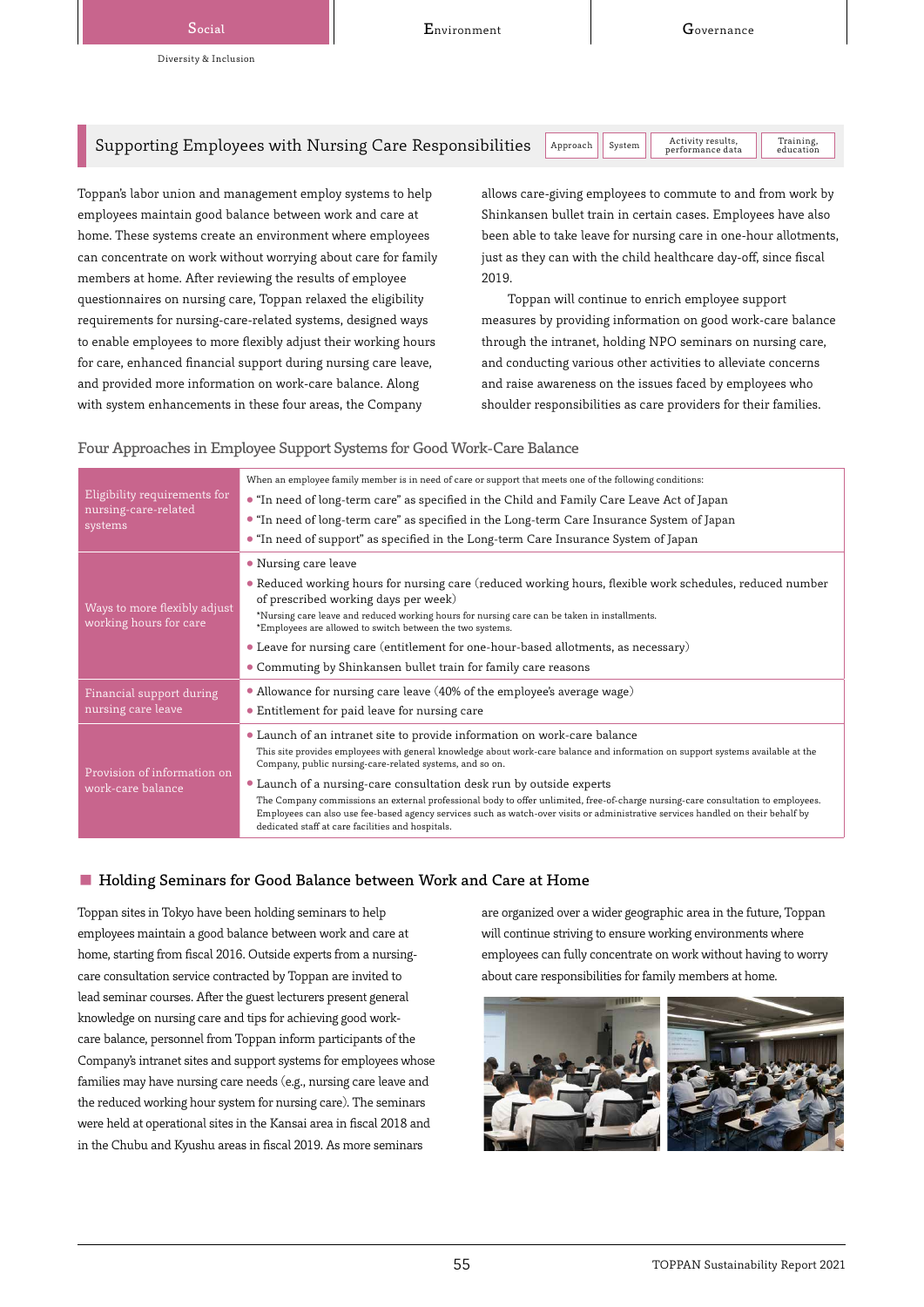## Supporting Employees with Nursing Care Responsibilities

Approach | System | Activity results, performance data | Training, education

Toppan's labor union and management employ systems to help employees maintain good balance between work and care at home. These systems create an environment where employees can concentrate on work without worrying about care for family members at home. After reviewing the results of employee questionnaires on nursing care, Toppan relaxed the eligibility requirements for nursing-care-related systems, designed ways to enable employees to more flexibly adjust their working hours for care, enhanced financial support during nursing care leave, and provided more information on work-care balance. Along with system enhancements in these four areas, the Company allows care-giving employees to commute to and from work by Shinkansen bullet train in certain cases. Employees have also been able to take leave for nursing care in one-hour allotments, just as they can with the child healthcare day-off, since fiscal 2019.

Toppan will continue to enrich employee support measures by providing information on good work-care balance through the intranet, holding NPO seminars on nursing care, and conducting various other activities to alleviate concerns and raise awareness on the issues faced by employees who shoulder responsibilities as care providers for their families.

### Four Approaches in Employee Support Systems for Good Work-Care Balance

| | |
|---|---|
| Eligibility requirements for nursing-care-related systems | When an employee family member is in need of care or support that meets one of the following conditions:<br>• "In need of long-term care" as specified in the Child and Family Care Leave Act of Japan<br>• "In need of long-term care" as specified in the Long-term Care Insurance System of Japan<br>• "In need of support" as specified in the Long-term Care Insurance System of Japan |
| Ways to more flexibly adjust working hours for care | • Nursing care leave<br>• Reduced working hours for nursing care (reduced working hours, flexible work schedules, reduced number of prescribed working days per week)<br>*Nursing care leave and reduced working hours for nursing care can be taken in installments.<br>*Employees are allowed to switch between the two systems.<br>• Leave for nursing care (entitlement for one-hour-based allotments, as necessary)<br>• Commuting by Shinkansen bullet train for family care reasons |
| Financial support during nursing care leave | • Allowance for nursing care leave (40% of the employee's average wage)<br>• Entitlement for paid leave for nursing care |
| Provision of information on work-care balance | • Launch of an intranet site to provide information on work-care balance<br>This site provides employees with general knowledge about work-care balance and information on support systems available at the Company, public nursing-care-related systems, and so on.<br>• Launch of a nursing-care consultation desk run by outside experts<br>The Company commissions an external professional body to offer unlimited, free-of-charge nursing-care consultation to employees. Employees can also use fee-based agency services such as watch-over visits or administrative services handled on their behalf by dedicated staff at care facilities and hospitals. |

### Holding Seminars for Good Balance between Work and Care at Home

Toppan sites in Tokyo have been holding seminars to help employees maintain a good balance between work and care at home, starting from fiscal 2016. Outside experts from a nursing-care consultation service contracted by Toppan are invited to lead seminar courses. After the guest lecturers present general knowledge on nursing care and tips for achieving good work-care balance, personnel from Toppan inform participants of the Company's intranet sites and support systems for employees whose families may have nursing care needs (e.g., nursing care leave and the reduced working hour system for nursing care). The seminars were held at operational sites in the Kansai area in fiscal 2018 and in the Chubu and Kyushu areas in fiscal 2019. As more seminars are organized over a wider geographic area in the future, Toppan will continue striving to ensure working environments where employees can fully concentrate on work without having to worry about care responsibilities for family members at home.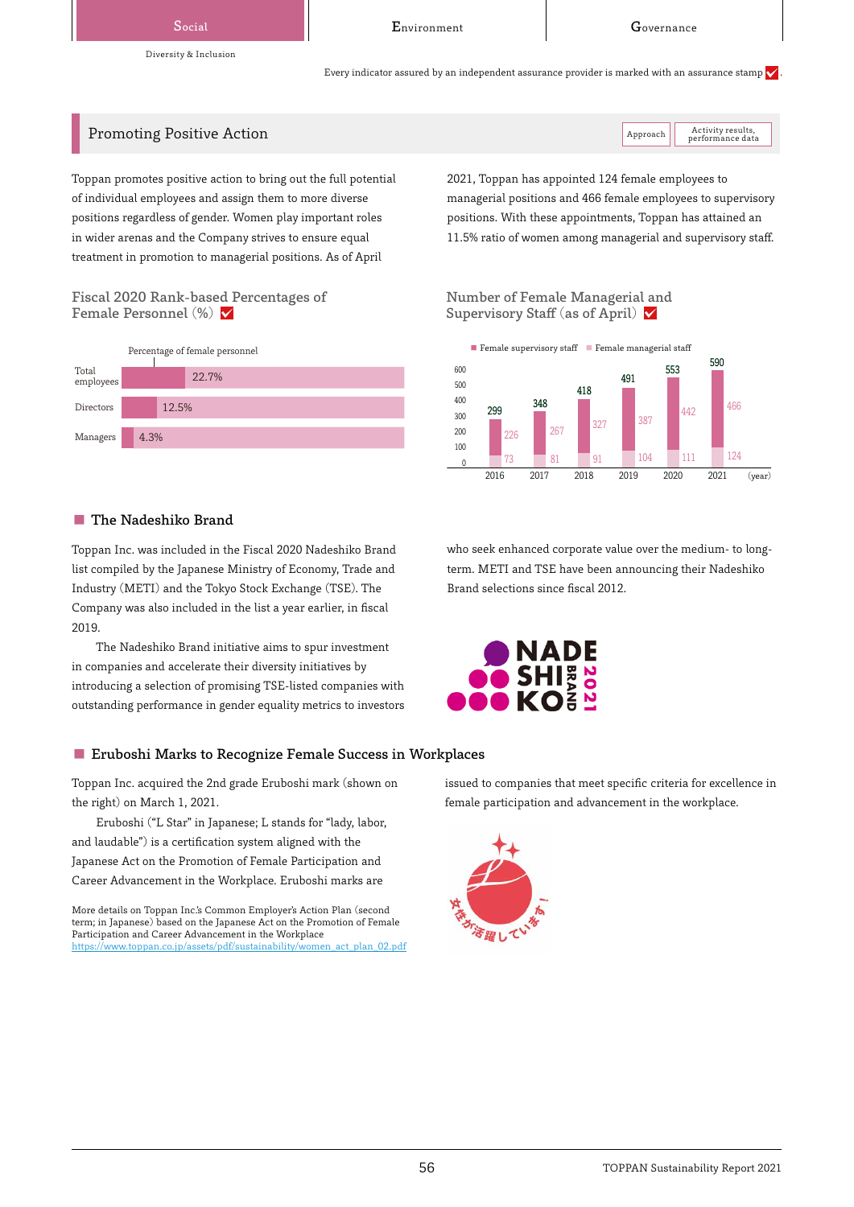Every indicator assured by an independent assurance provider is marked with an assurance stamp ✓.

## Promoting Positive Action

Toppan promotes positive action to bring out the full potential of individual employees and assign them to more diverse positions regardless of gender. Women play important roles in wider arenas and the Company strives to ensure equal treatment in promotion to managerial positions. As of April 2021, Toppan has appointed 124 female employees to managerial positions and 466 female employees to supervisory positions. With these appointments, Toppan has attained an 11.5% ratio of women among managerial and supervisory staff.

### Fiscal 2020 Rank-based Percentages of Female Personnel (%) ✓

| | Percentage of female personnel |
|---|---|
| Total employees | 22.7% |
| Directors | 12.5% |
| Managers | 4.3% |

### Number of Female Managerial and Supervisory Staff (as of April) ✓

| Year | Female supervisory staff | Female managerial staff | Total |
|---|---|---|---|
| 2016 | 226 | 73 | 299 |
| 2017 | 267 | 81 | 348 |
| 2018 | 327 | 91 | 418 |
| 2019 | 387 | 104 | 491 |
| 2020 | 442 | 111 | 553 |
| 2021 | 466 | 124 | 590 |

### The Nadeshiko Brand

Toppan Inc. was included in the Fiscal 2020 Nadeshiko Brand list compiled by the Japanese Ministry of Economy, Trade and Industry (METI) and the Tokyo Stock Exchange (TSE). The Company was also included in the list a year earlier, in fiscal 2019.

The Nadeshiko Brand initiative aims to spur investment in companies and accelerate their diversity initiatives by introducing a selection of promising TSE-listed companies with outstanding performance in gender equality metrics to investors who seek enhanced corporate value over the medium- to long-term. METI and TSE have been announcing their Nadeshiko Brand selections since fiscal 2012.

### Eruboshi Marks to Recognize Female Success in Workplaces

Toppan Inc. acquired the 2nd grade Eruboshi mark (shown on the right) on March 1, 2021.

Eruboshi ("L Star" in Japanese; L stands for "lady, labor, and laudable") is a certification system aligned with the Japanese Act on the Promotion of Female Participation and Career Advancement in the Workplace. Eruboshi marks are issued to companies that meet specific criteria for excellence in female participation and advancement in the workplace.

More details on Toppan Inc.'s Common Employer's Action Plan (second term; in Japanese) based on the Japanese Act on the Promotion of Female Participation and Career Advancement in the Workplace
https://www.toppan.co.jp/assets/pdf/sustainability/women_act_plan_02.pdf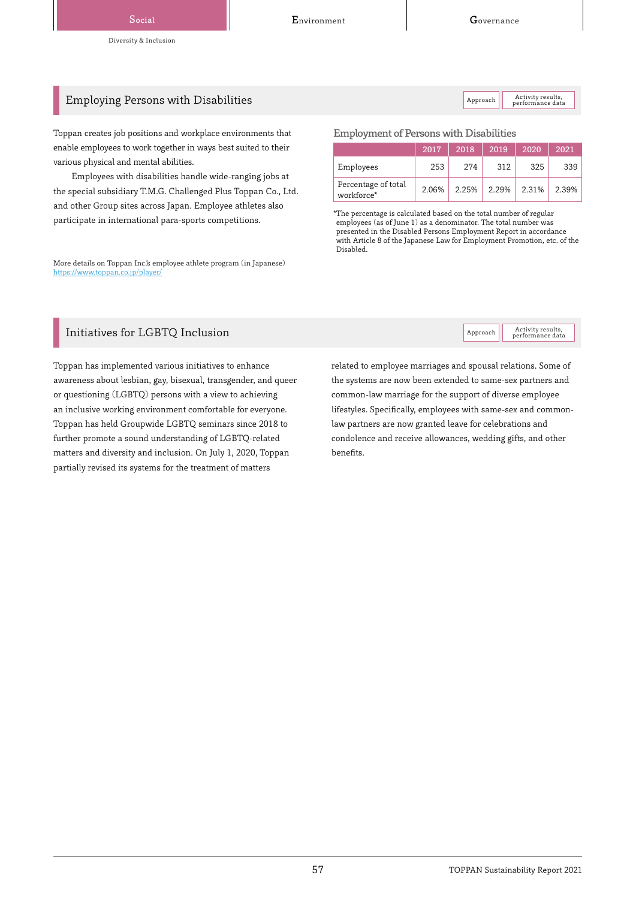## Employing Persons with Disabilities

Toppan creates job positions and workplace environments that enable employees to work together in ways best suited to their various physical and mental abilities.

Employees with disabilities handle wide-ranging jobs at the special subsidiary T.M.G. Challenged Plus Toppan Co., Ltd. and other Group sites across Japan. Employee athletes also participate in international para-sports competitions.

More details on Toppan Inc.'s employee athlete program (in Japanese)
[https://www.toppan.co.jp/player/](https://www.toppan.co.jp/player/)

### Employment of Persons with Disabilities

| | 2017 | 2018 | 2019 | 2020 | 2021 |
|---|---|---|---|---|---|
| Employees | 253 | 274 | 312 | 325 | 339 |
| Percentage of total workforce* | 2.06% | 2.25% | 2.29% | 2.31% | 2.39% |

*The percentage is calculated based on the total number of regular employees (as of June 1) as a denominator. The total number was presented in the Disabled Persons Employment Report in accordance with Article 8 of the Japanese Law for Employment Promotion, etc. of the Disabled.

## Initiatives for LGBTQ Inclusion

Toppan has implemented various initiatives to enhance awareness about lesbian, gay, bisexual, transgender, and queer or questioning (LGBTQ) persons with a view to achieving an inclusive working environment comfortable for everyone. Toppan has held Groupwide LGBTQ seminars since 2018 to further promote a sound understanding of LGBTQ-related matters and diversity and inclusion. On July 1, 2020, Toppan partially revised its systems for the treatment of matters related to employee marriages and spousal relations. Some of the systems are now been extended to same-sex partners and common-law marriage for the support of diverse employee lifestyles. Specifically, employees with same-sex and common-law partners are now granted leave for celebrations and condolence and receive allowances, wedding gifts, and other benefits.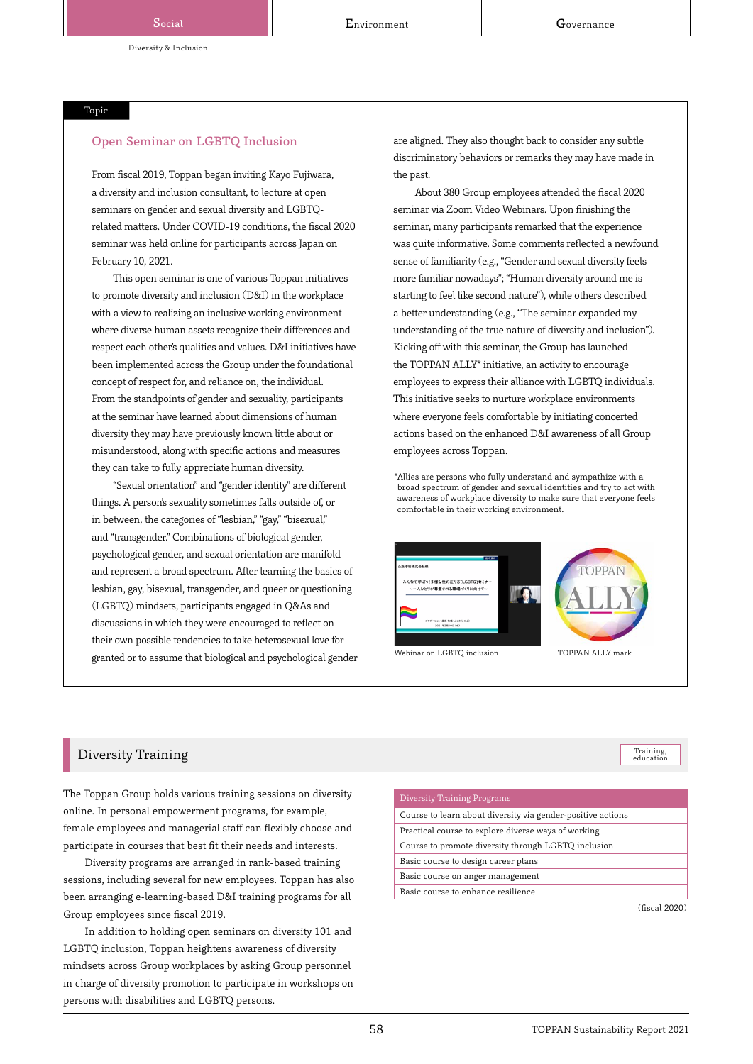Topic

## Open Seminar on LGBTQ Inclusion

From fiscal 2019, Toppan began inviting Kayo Fujiwara, a diversity and inclusion consultant, to lecture at open seminars on gender and sexual diversity and LGBTQ-related matters. Under COVID-19 conditions, the fiscal 2020 seminar was held online for participants across Japan on February 10, 2021.

This open seminar is one of various Toppan initiatives to promote diversity and inclusion (D&I) in the workplace with a view to realizing an inclusive working environment where diverse human assets recognize their differences and respect each other's qualities and values. D&I initiatives have been implemented across the Group under the foundational concept of respect for, and reliance on, the individual. From the standpoints of gender and sexuality, participants at the seminar have learned about dimensions of human diversity they may have previously known little about or misunderstood, along with specific actions and measures they can take to fully appreciate human diversity.

"Sexual orientation" and "gender identity" are different things. A person's sexuality sometimes falls outside of, or in between, the categories of "lesbian," "gay," "bisexual," and "transgender." Combinations of biological gender, psychological gender, and sexual orientation are manifold and represent a broad spectrum. After learning the basics of lesbian, gay, bisexual, transgender, and queer or questioning (LGBTQ) mindsets, participants engaged in Q&As and discussions in which they were encouraged to reflect on their own possible tendencies to take heterosexual love for granted or to assume that biological and psychological gender are aligned. They also thought back to consider any subtle discriminatory behaviors or remarks they may have made in the past.

About 380 Group employees attended the fiscal 2020 seminar via Zoom Video Webinars. Upon finishing the seminar, many participants remarked that the experience was quite informative. Some comments reflected a newfound sense of familiarity (e.g., "Gender and sexual diversity feels more familiar nowadays"; "Human diversity around me is starting to feel like second nature"), while others described a better understanding (e.g., "The seminar expanded my understanding of the true nature of diversity and inclusion"). Kicking off with this seminar, the Group has launched the TOPPAN ALLY* initiative, an activity to encourage employees to express their alliance with LGBTQ individuals. This initiative seeks to nurture workplace environments where everyone feels comfortable by initiating concerted actions based on the enhanced D&I awareness of all Group employees across Toppan.

*Allies are persons who fully understand and sympathize with a broad spectrum of gender and sexual identities and try to act with awareness of workplace diversity to make sure that everyone feels comfortable in their working environment.

Webinar on LGBTQ inclusion

TOPPAN ALLY mark

## Diversity Training

Training, education

The Toppan Group holds various training sessions on diversity online. In personal empowerment programs, for example, female employees and managerial staff can flexibly choose and participate in courses that best fit their needs and interests.

Diversity programs are arranged in rank-based training sessions, including several for new employees. Toppan has also been arranging e-learning-based D&I training programs for all Group employees since fiscal 2019.

In addition to holding open seminars on diversity 101 and LGBTQ inclusion, Toppan heightens awareness of diversity mindsets across Group workplaces by asking Group personnel in charge of diversity promotion to participate in workshops on persons with disabilities and LGBTQ persons.

| Diversity Training Programs |
|---|
| Course to learn about diversity via gender-positive actions |
| Practical course to explore diverse ways of working |
| Course to promote diversity through LGBTQ inclusion |
| Basic course to design career plans |
| Basic course on anger management |
| Basic course to enhance resilience |

(fiscal 2020)